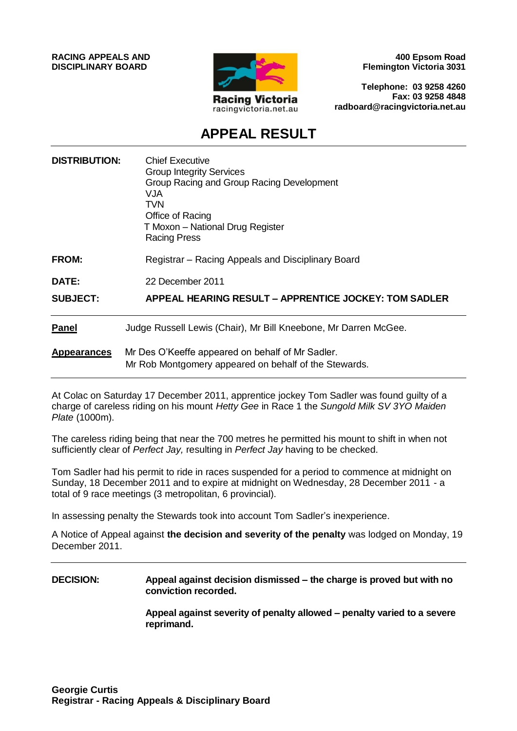**RACING APPEALS AND DISCIPLINARY BOARD**

Racing Victoria
racingvictoria.net.au

**400 Epsom Road**
**Flemington Victoria 3031**

**Telephone: 03 9258 4260**
**Fax: 03 9258 4848**
**radboard@racingvictoria.net.au**

# APPEAL RESULT

| | |
|---|---|
| **DISTRIBUTION:** | Chief Executive<br>Group Integrity Services<br>Group Racing and Group Racing Development<br>VJA<br>TVN<br>Office of Racing<br>T Moxon – National Drug Register<br>Racing Press |
| **FROM:** | Registrar – Racing Appeals and Disciplinary Board |
| **DATE:** | 22 December 2011 |
| **SUBJECT:** | **APPEAL HEARING RESULT – APPRENTICE JOCKEY: TOM SADLER** |

**Panel** Judge Russell Lewis (Chair), Mr Bill Kneebone, Mr Darren McGee.

**Appearances** Mr Des O'Keeffe appeared on behalf of Mr Sadler.
Mr Rob Montgomery appeared on behalf of the Stewards.

At Colac on Saturday 17 December 2011, apprentice jockey Tom Sadler was found guilty of a charge of careless riding on his mount *Hetty Gee* in Race 1 the *Sungold Milk SV 3YO Maiden Plate* (1000m).

The careless riding being that near the 700 metres he permitted his mount to shift in when not sufficiently clear of *Perfect Jay,* resulting in *Perfect Jay* having to be checked.

Tom Sadler had his permit to ride in races suspended for a period to commence at midnight on Sunday, 18 December 2011 and to expire at midnight on Wednesday, 28 December 2011 - a total of 9 race meetings (3 metropolitan, 6 provincial).

In assessing penalty the Stewards took into account Tom Sadler's inexperience.

A Notice of Appeal against **the decision and severity of the penalty** was lodged on Monday, 19 December 2011.

**DECISION:** **Appeal against decision dismissed – the charge is proved but with no conviction recorded.**

**Appeal against severity of penalty allowed – penalty varied to a severe reprimand.**

**Georgie Curtis**
**Registrar - Racing Appeals & Disciplinary Board**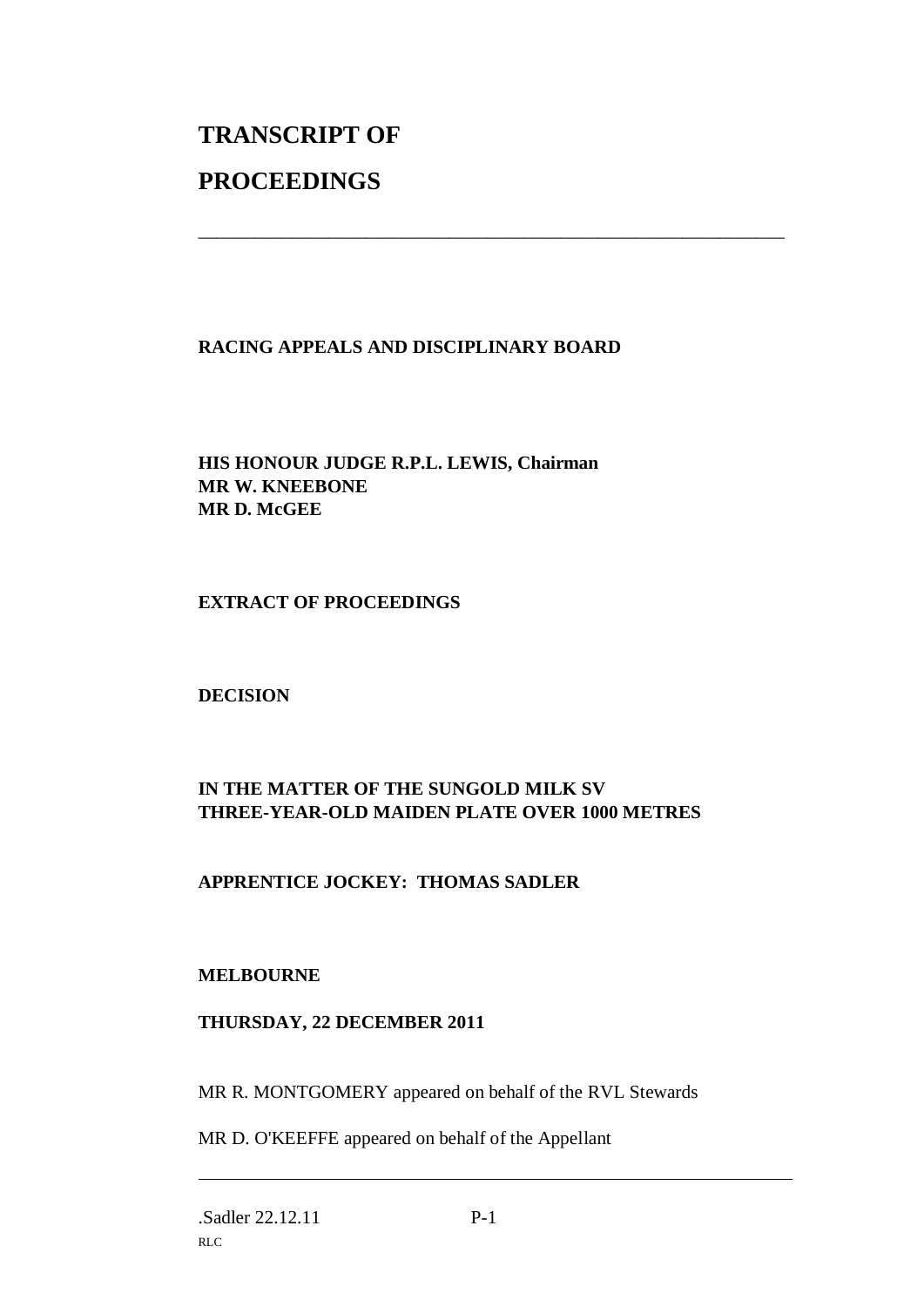# TRANSCRIPT OF

# PROCEEDINGS

---

**RACING APPEALS AND DISCIPLINARY BOARD**

**HIS HONOUR JUDGE R.P.L. LEWIS, Chairman**
**MR W. KNEEBONE**
**MR D. McGEE**

**EXTRACT OF PROCEEDINGS**

**DECISION**

**IN THE MATTER OF THE SUNGOLD MILK SV**
**THREE-YEAR-OLD MAIDEN PLATE OVER 1000 METRES**

**APPRENTICE JOCKEY: THOMAS SADLER**

**MELBOURNE**

**THURSDAY, 22 DECEMBER 2011**

MR R. MONTGOMERY appeared on behalf of the RVL Stewards

MR D. O'KEEFFE appeared on behalf of the Appellant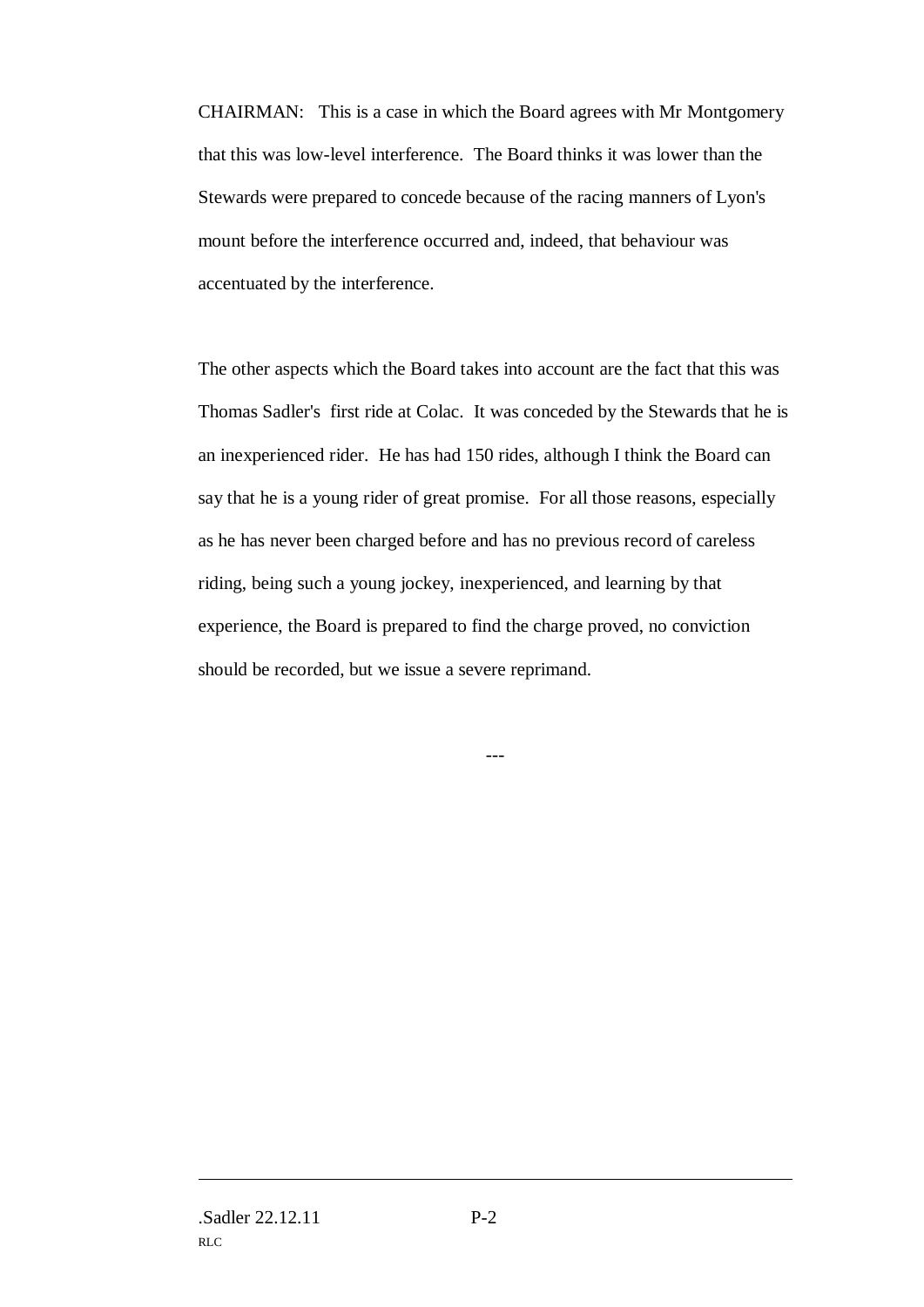CHAIRMAN: This is a case in which the Board agrees with Mr Montgomery that this was low-level interference. The Board thinks it was lower than the Stewards were prepared to concede because of the racing manners of Lyon's mount before the interference occurred and, indeed, that behaviour was accentuated by the interference.

The other aspects which the Board takes into account are the fact that this was Thomas Sadler's first ride at Colac. It was conceded by the Stewards that he is an inexperienced rider. He has had 150 rides, although I think the Board can say that he is a young rider of great promise. For all those reasons, especially as he has never been charged before and has no previous record of careless riding, being such a young jockey, inexperienced, and learning by that experience, the Board is prepared to find the charge proved, no conviction should be recorded, but we issue a severe reprimand.

---